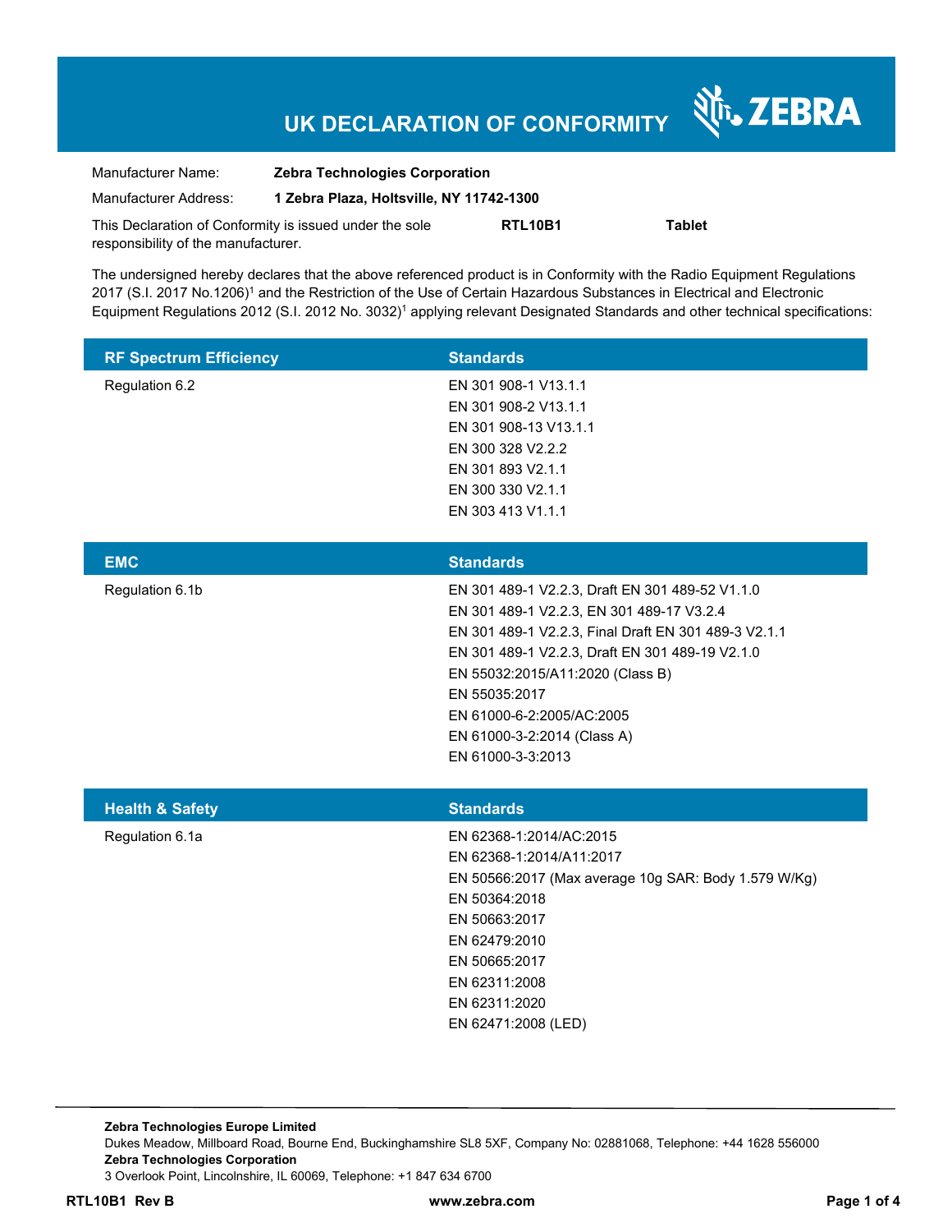# UK DECLARATION OF CONFORMITY

ZEBRA

Manufacturer Name: **Zebra Technologies Corporation**

Manufacturer Address: **1 Zebra Plaza, Holtsville, NY 11742-1300**

This Declaration of Conformity is issued under the sole responsibility of the manufacturer. **RTL10B1** **Tablet**

The undersigned hereby declares that the above referenced product is in Conformity with the Radio Equipment Regulations 2017 (S.I. 2017 No.1206)[1] and the Restriction of the Use of Certain Hazardous Substances in Electrical and Electronic Equipment Regulations 2012 (S.I. 2012 No. 3032)[1] applying relevant Designated Standards and other technical specifications:

| RF Spectrum Efficiency | Standards |
|---|---|
| Regulation 6.2 | EN 301 908-1 V13.1.1<br>EN 301 908-2 V13.1.1<br>EN 301 908-13 V13.1.1<br>EN 300 328 V2.2.2<br>EN 301 893 V2.1.1<br>EN 300 330 V2.1.1<br>EN 303 413 V1.1.1 |

| EMC | Standards |
|---|---|
| Regulation 6.1b | EN 301 489-1 V2.2.3, Draft EN 301 489-52 V1.1.0<br>EN 301 489-1 V2.2.3, EN 301 489-17 V3.2.4<br>EN 301 489-1 V2.2.3, Final Draft EN 301 489-3 V2.1.1<br>EN 301 489-1 V2.2.3, Draft EN 301 489-19 V2.1.0<br>EN 55032:2015/A11:2020 (Class B)<br>EN 55035:2017<br>EN 61000-6-2:2005/AC:2005<br>EN 61000-3-2:2014 (Class A)<br>EN 61000-3-3:2013 |

| Health & Safety | Standards |
|---|---|
| Regulation 6.1a | EN 62368-1:2014/AC:2015<br>EN 62368-1:2014/A11:2017<br>EN 50566:2017 (Max average 10g SAR: Body 1.579 W/Kg)<br>EN 50364:2018<br>EN 50663:2017<br>EN 62479:2010<br>EN 50665:2017<br>EN 62311:2008<br>EN 62311:2020<br>EN 62471:2008 (LED) |

**Zebra Technologies Europe Limited**
Dukes Meadow, Millboard Road, Bourne End, Buckinghamshire SL8 5XF, Company No: 02881068, Telephone: +44 1628 556000
**Zebra Technologies Corporation**
3 Overlook Point, Lincolnshire, IL 60069, Telephone: +1 847 634 6700

**RTL10B1 Rev B** **www.zebra.com**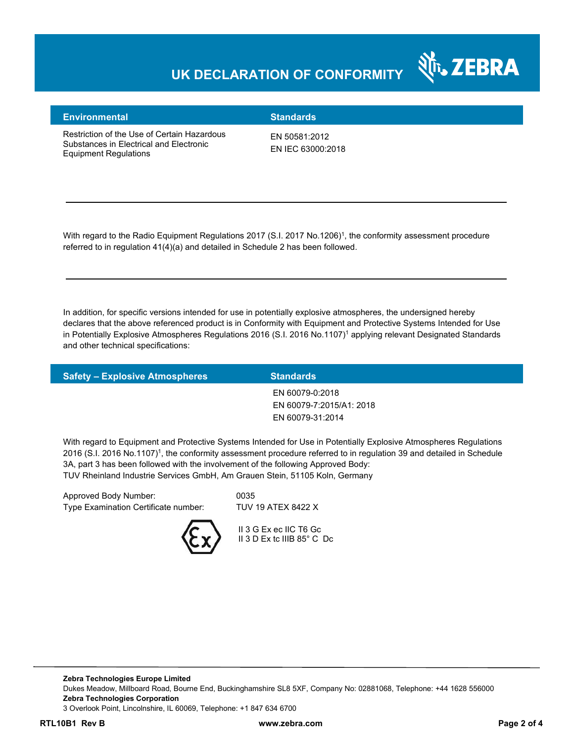# UK DECLARATION OF CONFORMITY

| Environmental | Standards |
|---|---|
| Restriction of the Use of Certain Hazardous Substances in Electrical and Electronic Equipment Regulations | EN 50581:2012<br>EN IEC 63000:2018 |

---

With regard to the Radio Equipment Regulations 2017 (S.I. 2017 No.1206)[1], the conformity assessment procedure referred to in regulation 41(4)(a) and detailed in Schedule 2 has been followed.

---

In addition, for specific versions intended for use in potentially explosive atmospheres, the undersigned hereby declares that the above referenced product is in Conformity with Equipment and Protective Systems Intended for Use in Potentially Explosive Atmospheres Regulations 2016 (S.I. 2016 No.1107)[1] applying relevant Designated Standards and other technical specifications:

| Safety – Explosive Atmospheres | Standards |
|---|---|
| | EN 60079-0:2018<br>EN 60079-7:2015/A1: 2018<br>EN 60079-31:2014 |

With regard to Equipment and Protective Systems Intended for Use in Potentially Explosive Atmospheres Regulations 2016 (S.I. 2016 No.1107)[1], the conformity assessment procedure referred to in regulation 39 and detailed in Schedule 3A, part 3 has been followed with the involvement of the following Approved Body:
TUV Rheinland Industrie Services GmbH, Am Grauen Stein, 51105 Koln, Germany

Approved Body Number: 0035
Type Examination Certificate number: TUV 19 ATEX 8422 X

II 3 G Ex ec IIC T6 Gc
II 3 D Ex tc IIIB 85° C Dc

---

**Zebra Technologies Europe Limited**
Dukes Meadow, Millboard Road, Bourne End, Buckinghamshire SL8 5XF, Company No: 02881068, Telephone: +44 1628 556000
**Zebra Technologies Corporation**
3 Overlook Point, Lincolnshire, IL 60069, Telephone: +1 847 634 6700

**RTL10B1 Rev B** **www.zebra.com**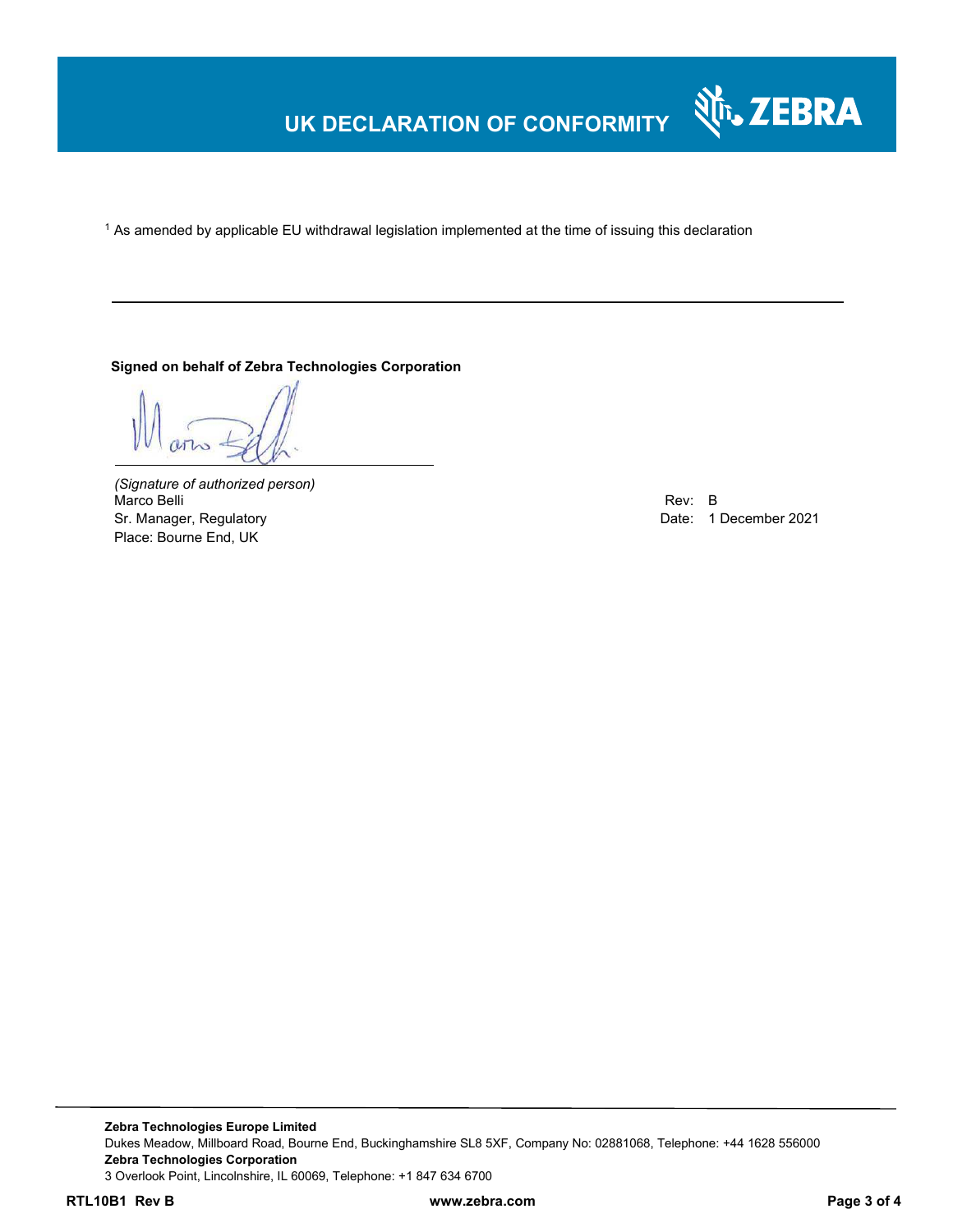# UK DECLARATION OF CONFORMITY

[1] As amended by applicable EU withdrawal legislation implemented at the time of issuing this declaration

---

**Signed on behalf of Zebra Technologies Corporation**

*(Signature of authorized person)*
Marco Belli
Sr. Manager, Regulatory
Place: Bourne End, UK

Rev: B
Date: 1 December 2021

---

**Zebra Technologies Europe Limited**
Dukes Meadow, Millboard Road, Bourne End, Buckinghamshire SL8 5XF, Company No: 02881068, Telephone: +44 1628 556000
**Zebra Technologies Corporation**
3 Overlook Point, Lincolnshire, IL 60069, Telephone: +1 847 634 6700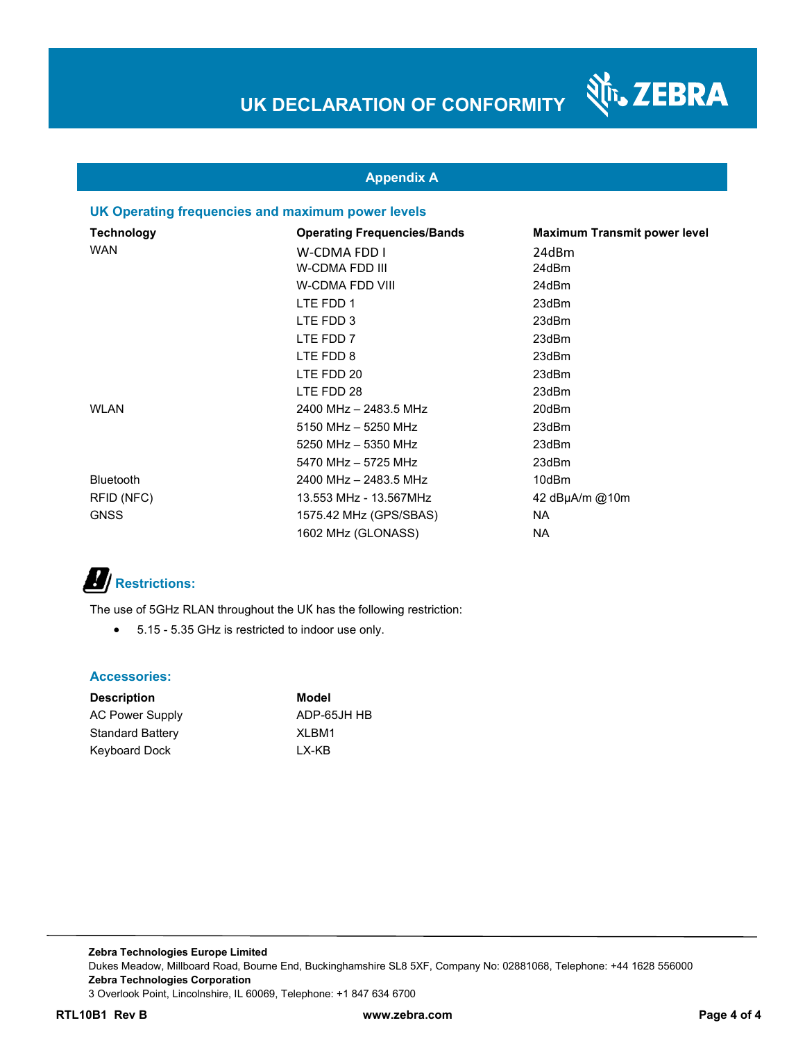# UK DECLARATION OF CONFORMITY

## Appendix A

### UK Operating frequencies and maximum power levels

| Technology | Operating Frequencies/Bands | Maximum Transmit power level |
|---|---|---|
| WAN | W-CDMA FDD I | 24dBm |
| | W-CDMA FDD III | 24dBm |
| | W-CDMA FDD VIII | 24dBm |
| | LTE FDD 1 | 23dBm |
| | LTE FDD 3 | 23dBm |
| | LTE FDD 7 | 23dBm |
| | LTE FDD 8 | 23dBm |
| | LTE FDD 20 | 23dBm |
| | LTE FDD 28 | 23dBm |
| WLAN | 2400 MHz – 2483.5 MHz | 20dBm |
| | 5150 MHz – 5250 MHz | 23dBm |
| | 5250 MHz – 5350 MHz | 23dBm |
| | 5470 MHz – 5725 MHz | 23dBm |
| Bluetooth | 2400 MHz – 2483.5 MHz | 10dBm |
| RFID (NFC) | 13.553 MHz - 13.567MHz | 42 dBμA/m @10m |
| GNSS | 1575.42 MHz (GPS/SBAS) | NA |
| | 1602 MHz (GLONASS) | NA |

### Restrictions:

The use of 5GHz RLAN throughout the UK has the following restriction:

- 5.15 - 5.35 GHz is restricted to indoor use only.

### Accessories:

| Description | Model |
|---|---|
| AC Power Supply | ADP-65JH HB |
| Standard Battery | XLBM1 |
| Keyboard Dock | LX-KB |

**Zebra Technologies Europe Limited**
Dukes Meadow, Millboard Road, Bourne End, Buckinghamshire SL8 5XF, Company No: 02881068, Telephone: +44 1628 556000
**Zebra Technologies Corporation**
3 Overlook Point, Lincolnshire, IL 60069, Telephone: +1 847 634 6700

**RTL10B1 Rev B** **www.zebra.com**